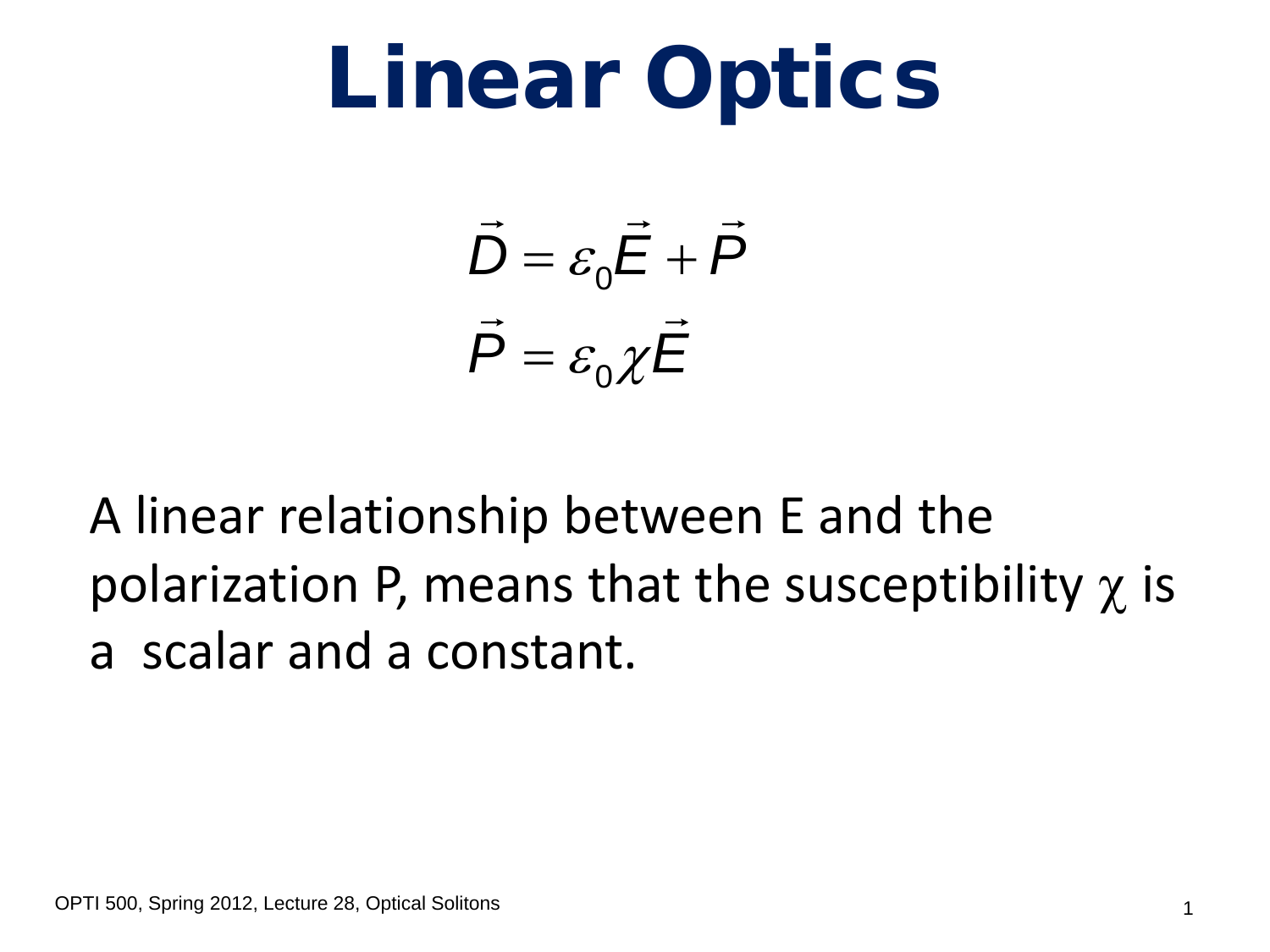# Linear Optics

$$\vec{D} = \varepsilon_0 \vec{E} + \vec{P}$$

$$\vec{P} = \varepsilon_0 \chi \vec{E}$$

A linear relationship between E and the polarization P, means that the susceptibility $\chi$ is a scalar and a constant.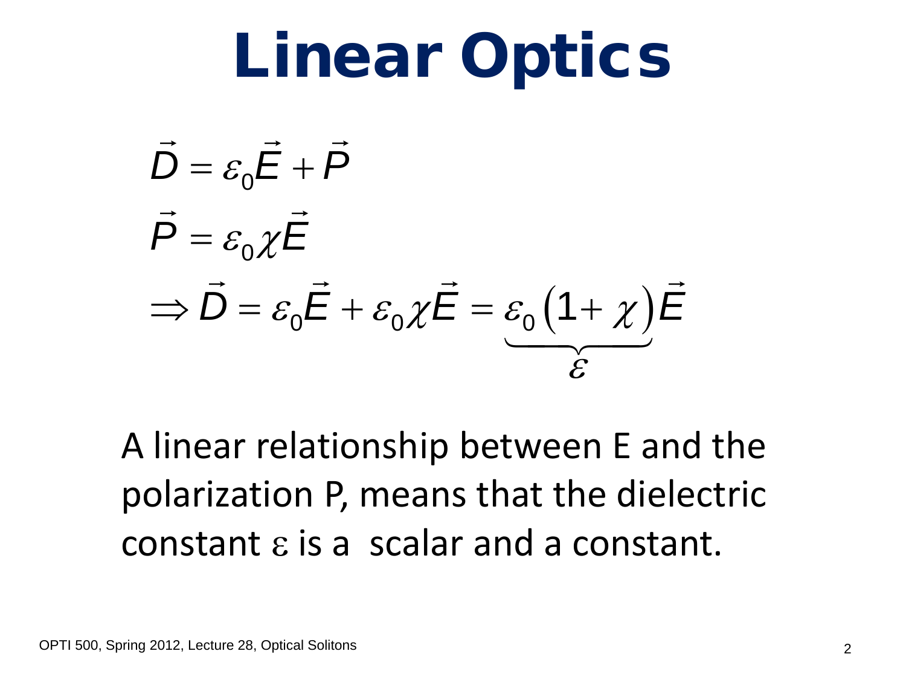# Linear Optics

$$\vec{D} = \varepsilon_0 \vec{E} + \vec{P}$$

$$\vec{P} = \varepsilon_0 \chi \vec{E}$$

$$\Rightarrow \vec{D} = \varepsilon_0 \vec{E} + \varepsilon_0 \chi \vec{E} = \underbrace{\varepsilon_0 \left(1 + \chi\right)}_{\varepsilon} \vec{E}$$

A linear relationship between E and the polarization P, means that the dielectric constant $\varepsilon$ is a scalar and a constant.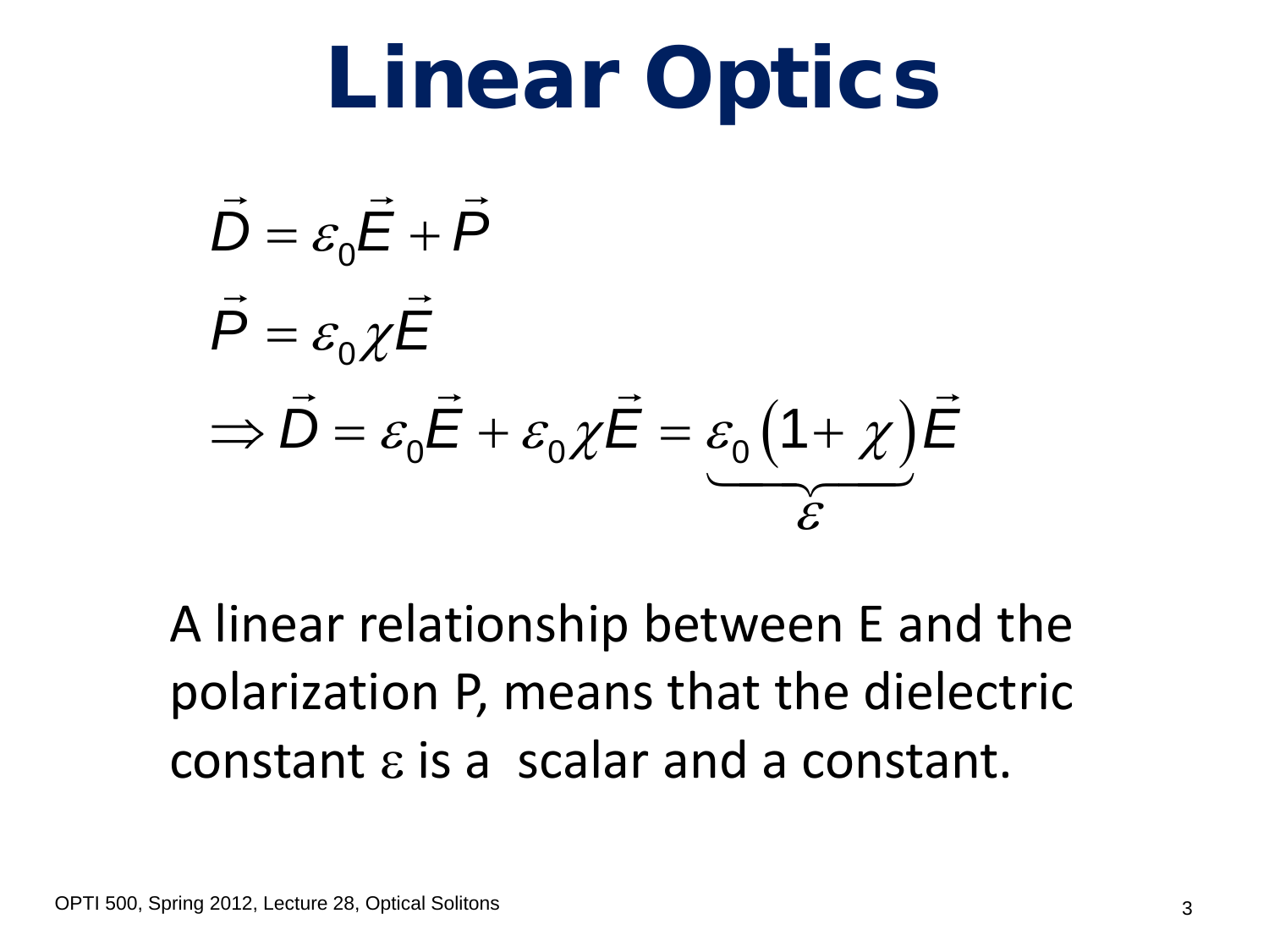# Linear Optics

$$\vec{D} = \varepsilon_0 \vec{E} + \vec{P}$$

$$\vec{P} = \varepsilon_0 \chi \vec{E}$$

$$\Rightarrow \vec{D} = \varepsilon_0 \vec{E} + \varepsilon_0 \chi \vec{E} = \underbrace{\varepsilon_0 \left(1 + \chi\right)}_{\varepsilon} \vec{E}$$

A linear relationship between E and the polarization P, means that the dielectric constant $\varepsilon$ is a scalar and a constant.

OPTI 500, Spring 2012, Lecture 28, Optical Solitons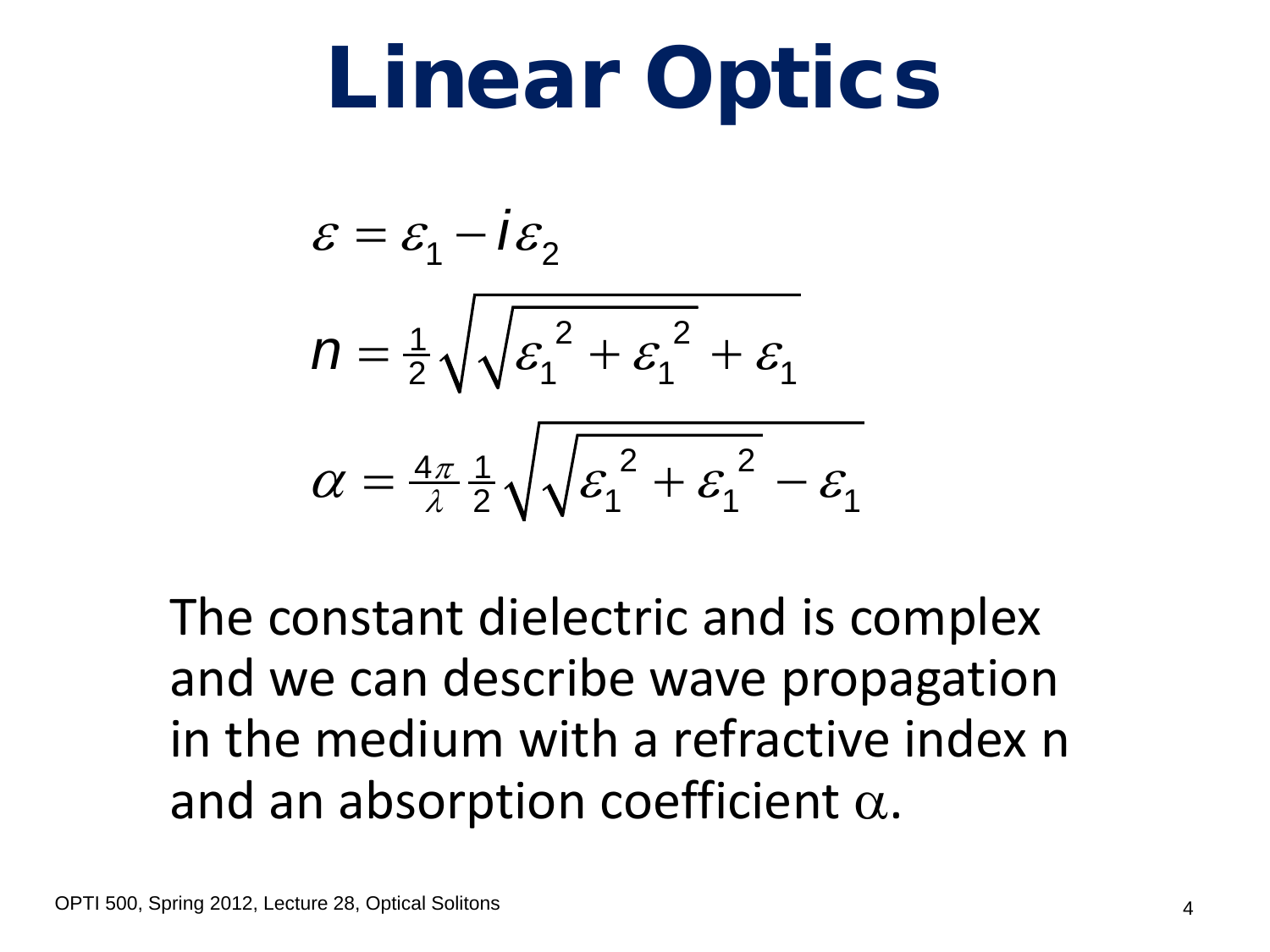# Linear Optics

$$\varepsilon = \varepsilon_1 - i\varepsilon_2$$

$$n = \tfrac{1}{2}\sqrt{\sqrt{\varepsilon_1{}^2 + \varepsilon_1{}^2} + \varepsilon_1}$$

$$\alpha = \tfrac{4\pi}{\lambda}\tfrac{1}{2}\sqrt{\sqrt{\varepsilon_1{}^2 + \varepsilon_1{}^2} - \varepsilon_1}$$

The constant dielectric and is complex and we can describe wave propagation in the medium with a refractive index n and an absorption coefficient $\alpha$.

OPTI 500, Spring 2012, Lecture 28, Optical Solitons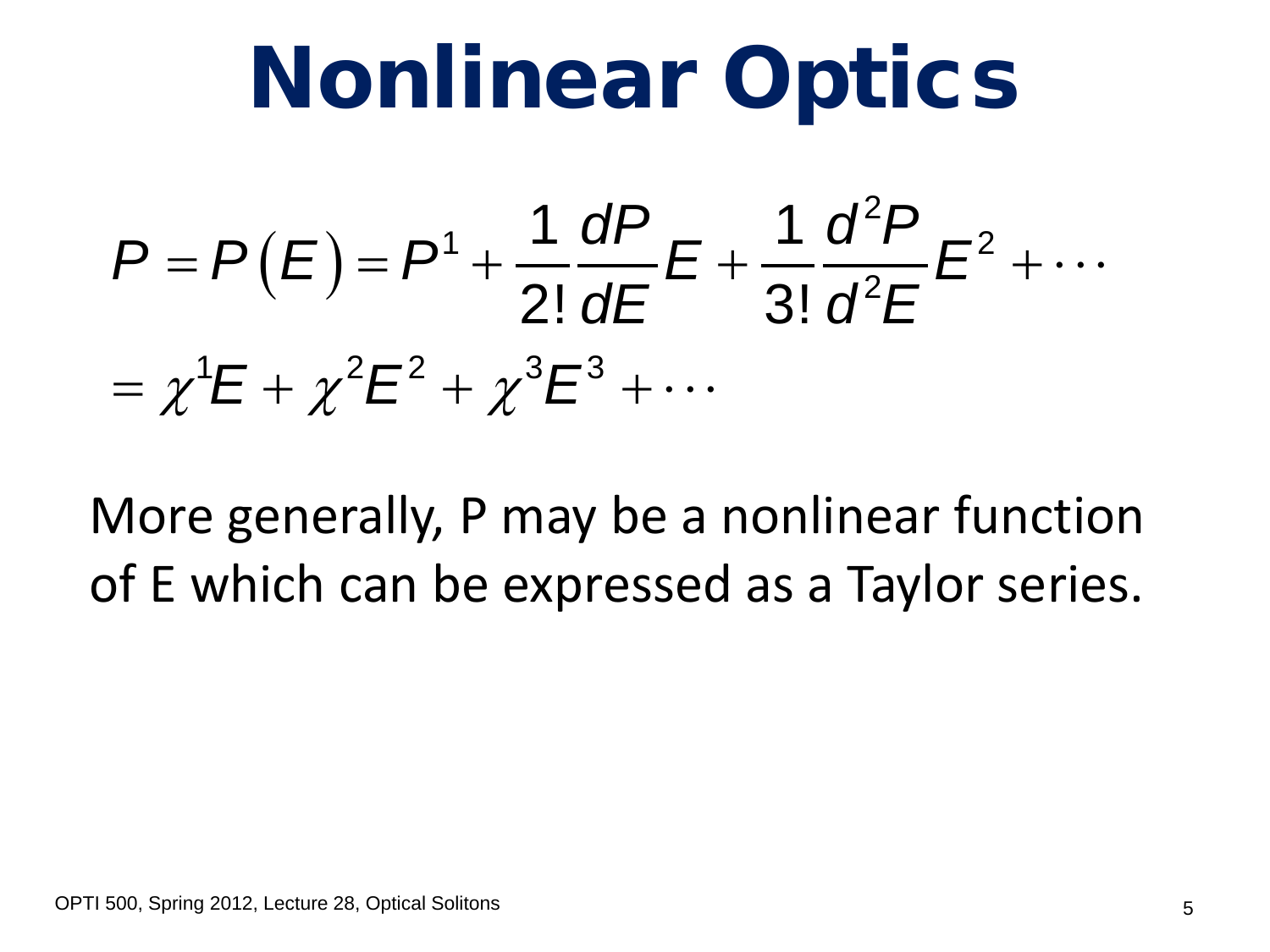# Nonlinear Optics

$$P = P\left(E\right) = P^1 + \frac{1}{2!}\frac{dP}{dE}E + \frac{1}{3!}\frac{d^2P}{d^2E}E^2 + \cdots$$

$$= \chi^1 E + \chi^2 E^2 + \chi^3 E^3 + \cdots$$

More generally, P may be a nonlinear function of E which can be expressed as a Taylor series.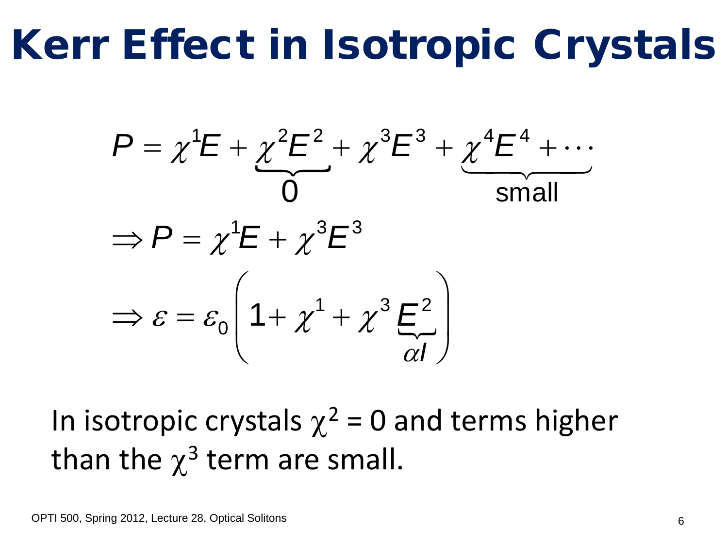# Kerr Effect in Isotropic Crystals

$$P = \chi^1 E + \underbrace{\chi^2 E^2}_{0} + \chi^3 E^3 + \underbrace{\chi^4 E^4 + \cdots}_{\text{small}}$$

$$\Rightarrow P = \chi^1 E + \chi^3 E^3$$

$$\Rightarrow \varepsilon = \varepsilon_0 \left( 1 + \chi^1 + \chi^3 \underbrace{E^2}_{\alpha I} \right)$$

In isotropic crystals $\chi^2 = 0$ and terms higher than the $\chi^3$ term are small.

OPTI 500, Spring 2012, Lecture 28, Optical Solitons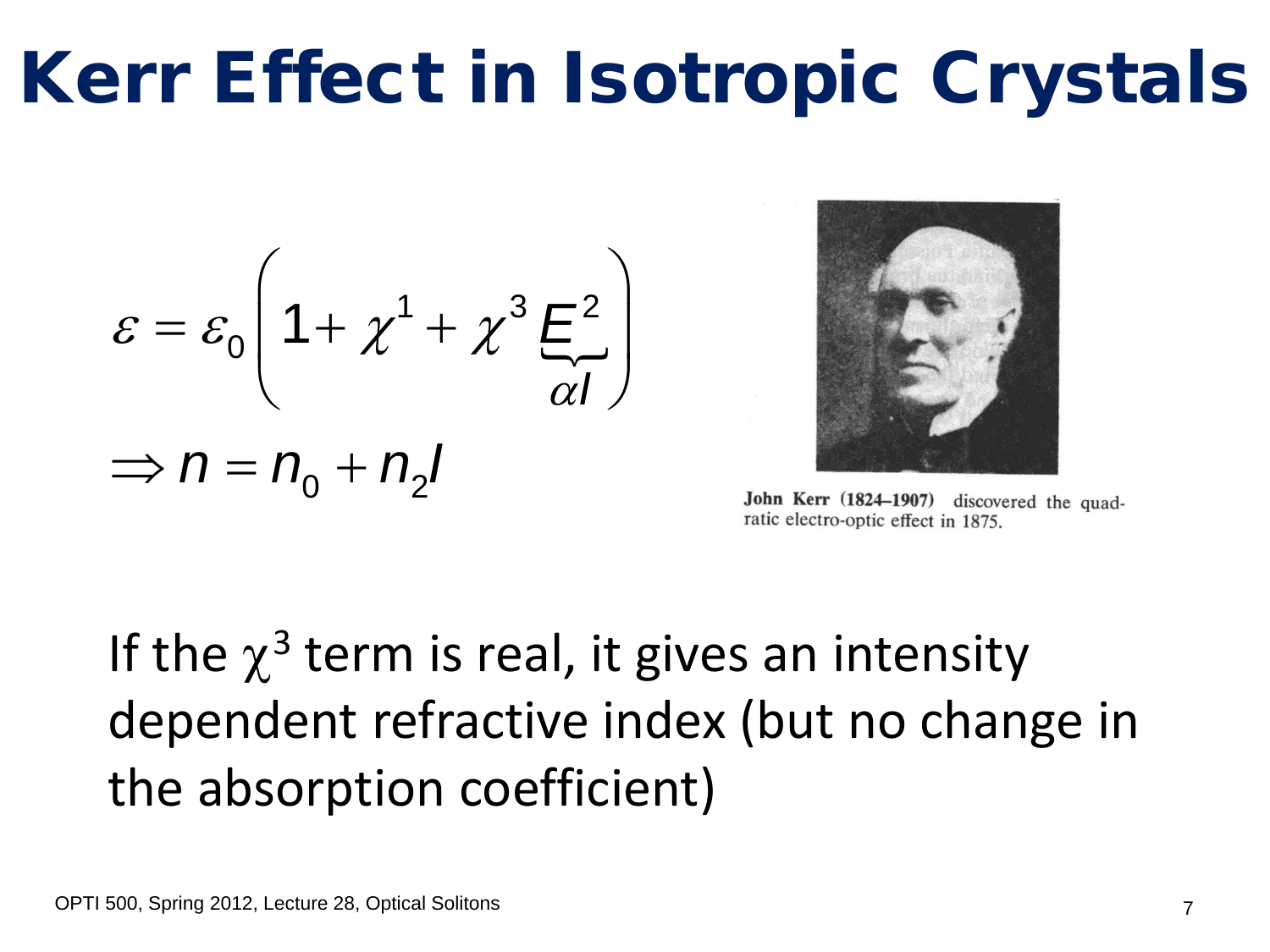# Kerr Effect in Isotropic Crystals

$$\varepsilon = \varepsilon_0 \left( 1 + \chi^1 + \chi^3 \underbrace{E^2}_{\alpha I} \right)$$

$$\Rightarrow n = n_0 + n_2 I$$

John Kerr (1824–1907) discovered the quadratic electro-optic effect in 1875.

If the $\chi^3$ term is real, it gives an intensity dependent refractive index (but no change in the absorption coefficient)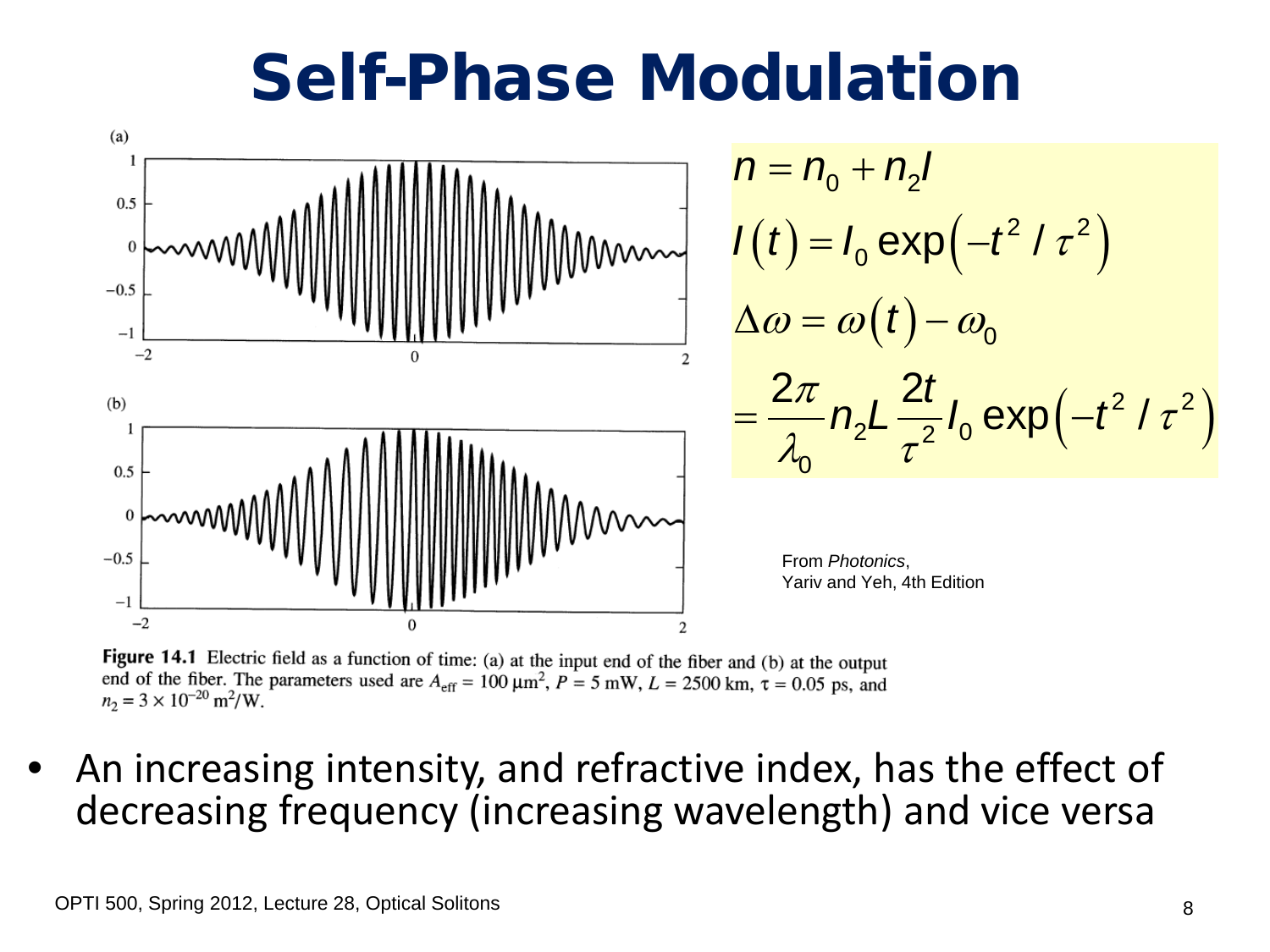# Self-Phase Modulation

$$n = n_0 + n_2 I$$

$$I(t) = I_0 \exp\left(-t^2 / \tau^2\right)$$

$$\Delta\omega = \omega(t) - \omega_0$$

$$= \frac{2\pi}{\lambda_0} n_2 L \frac{2t}{\tau^2} I_0 \exp\left(-t^2 / \tau^2\right)$$

From *Photonics*, Yariv and Yeh, 4th Edition

**Figure 14.1** Electric field as a function of time: (a) at the input end of the fiber and (b) at the output end of the fiber. The parameters used are $A_{\text{eff}} = 100\ \mu\text{m}^2$, $P = 5$ mW, $L = 2500$ km, $\tau = 0.05$ ps, and $n_2 = 3 \times 10^{-20}\ \text{m}^2/\text{W}$.

- An increasing intensity, and refractive index, has the effect of decreasing frequency (increasing wavelength) and vice versa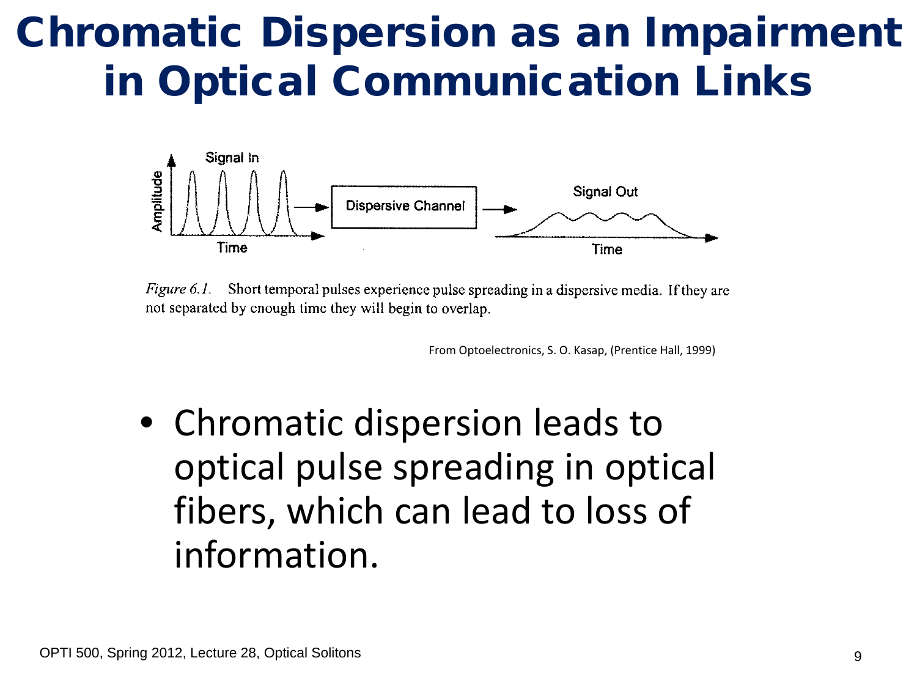# Chromatic Dispersion as an Impairment in Optical Communication Links

*Figure 6.1.* Short temporal pulses experience pulse spreading in a dispersive media. If they are not separated by enough time they will begin to overlap.

From Optoelectronics, S. O. Kasap, (Prentice Hall, 1999)

- Chromatic dispersion leads to optical pulse spreading in optical fibers, which can lead to loss of information.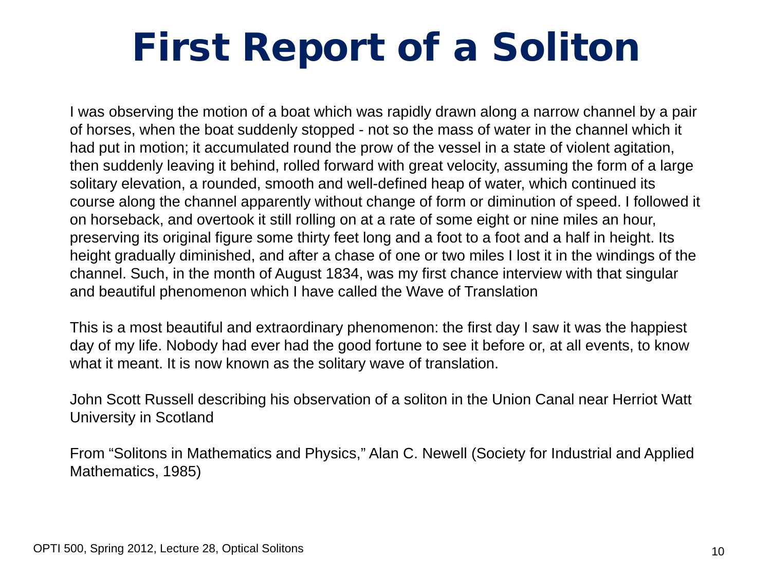# First Report of a Soliton

I was observing the motion of a boat which was rapidly drawn along a narrow channel by a pair of horses, when the boat suddenly stopped - not so the mass of water in the channel which it had put in motion; it accumulated round the prow of the vessel in a state of violent agitation, then suddenly leaving it behind, rolled forward with great velocity, assuming the form of a large solitary elevation, a rounded, smooth and well-defined heap of water, which continued its course along the channel apparently without change of form or diminution of speed. I followed it on horseback, and overtook it still rolling on at a rate of some eight or nine miles an hour, preserving its original figure some thirty feet long and a foot to a foot and a half in height. Its height gradually diminished, and after a chase of one or two miles I lost it in the windings of the channel. Such, in the month of August 1834, was my first chance interview with that singular and beautiful phenomenon which I have called the Wave of Translation

This is a most beautiful and extraordinary phenomenon: the first day I saw it was the happiest day of my life. Nobody had ever had the good fortune to see it before or, at all events, to know what it meant. It is now known as the solitary wave of translation.

John Scott Russell describing his observation of a soliton in the Union Canal near Herriot Watt University in Scotland

From “Solitons in Mathematics and Physics,” Alan C. Newell (Society for Industrial and Applied Mathematics, 1985)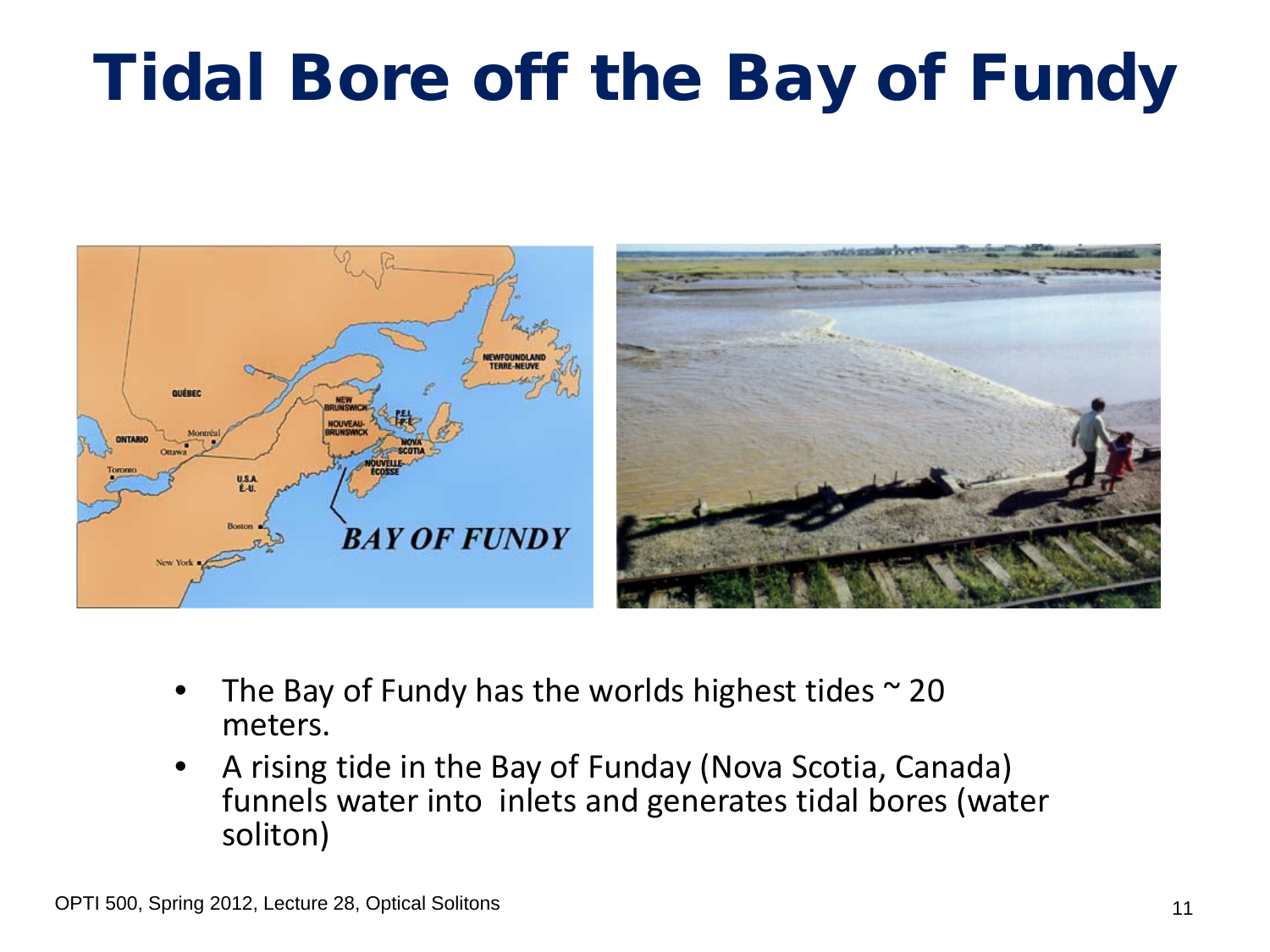# Tidal Bore off the Bay of Fundy

- The Bay of Fundy has the worlds highest tides ~ 20 meters.
- A rising tide in the Bay of Funday (Nova Scotia, Canada) funnels water into inlets and generates tidal bores (water soliton)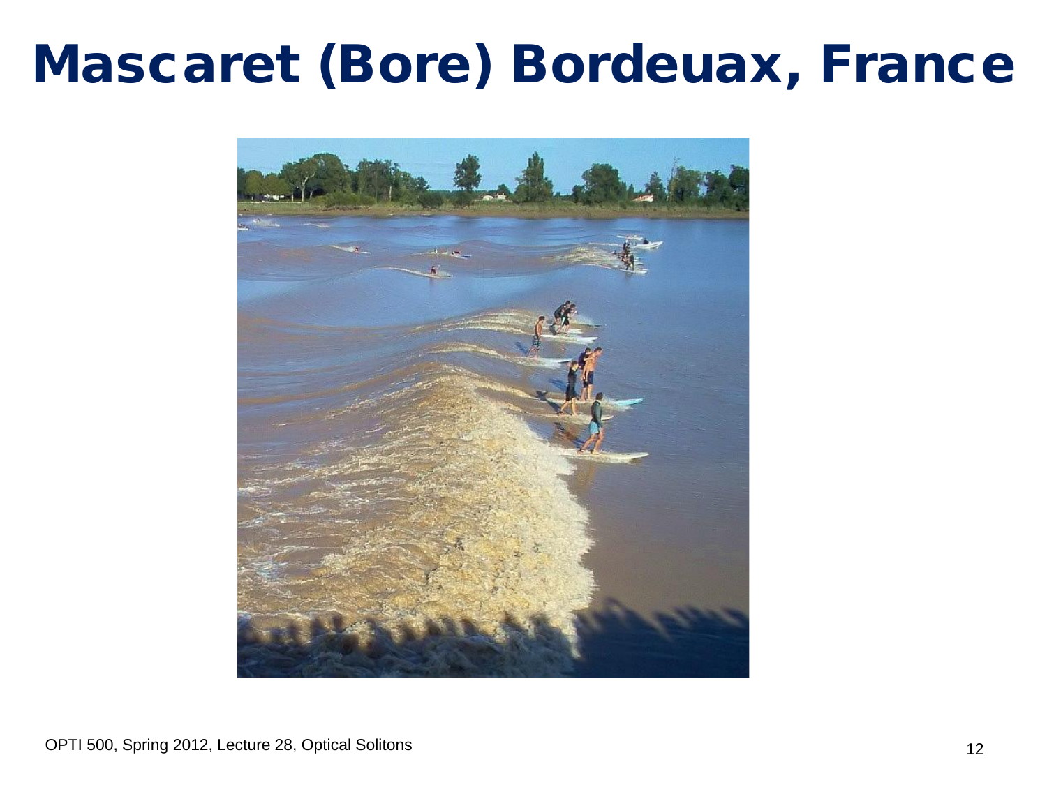# Mascaret (Bore) Bordeuax, France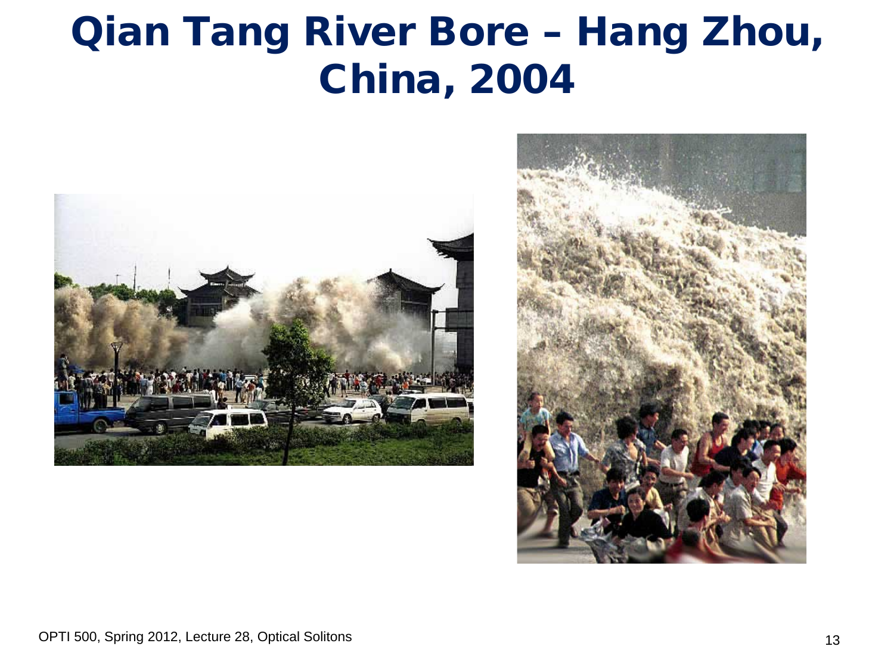# Qian Tang River Bore – Hang Zhou, China, 2004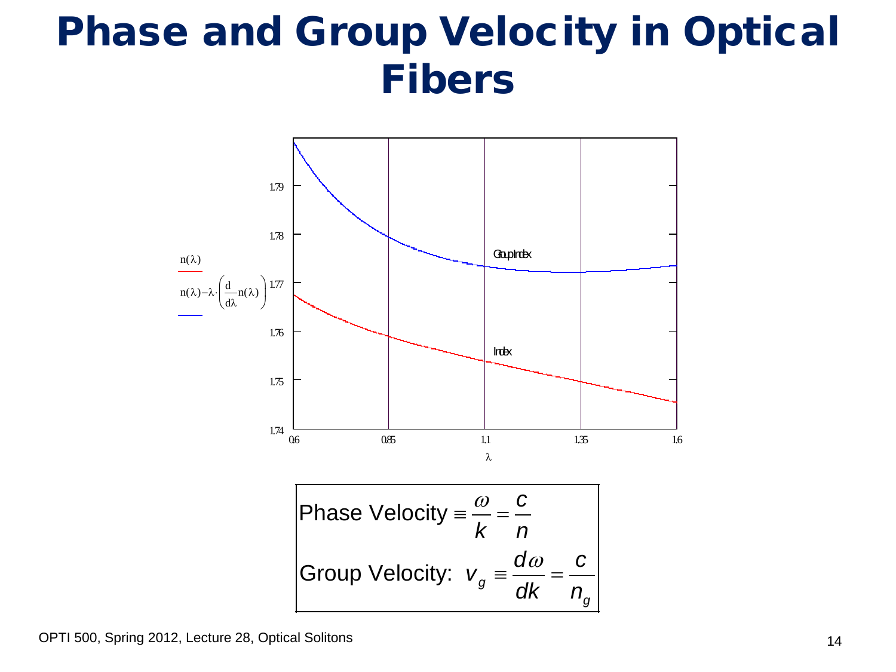# Phase and Group Velocity in Optical Fibers

$$\text{Phase Velocity} \equiv \frac{\omega}{k} = \frac{c}{n}$$

$$\text{Group Velocity: } v_g \equiv \frac{d\omega}{dk} = \frac{c}{n_g}$$

OPTI 500, Spring 2012, Lecture 28, Optical Solitons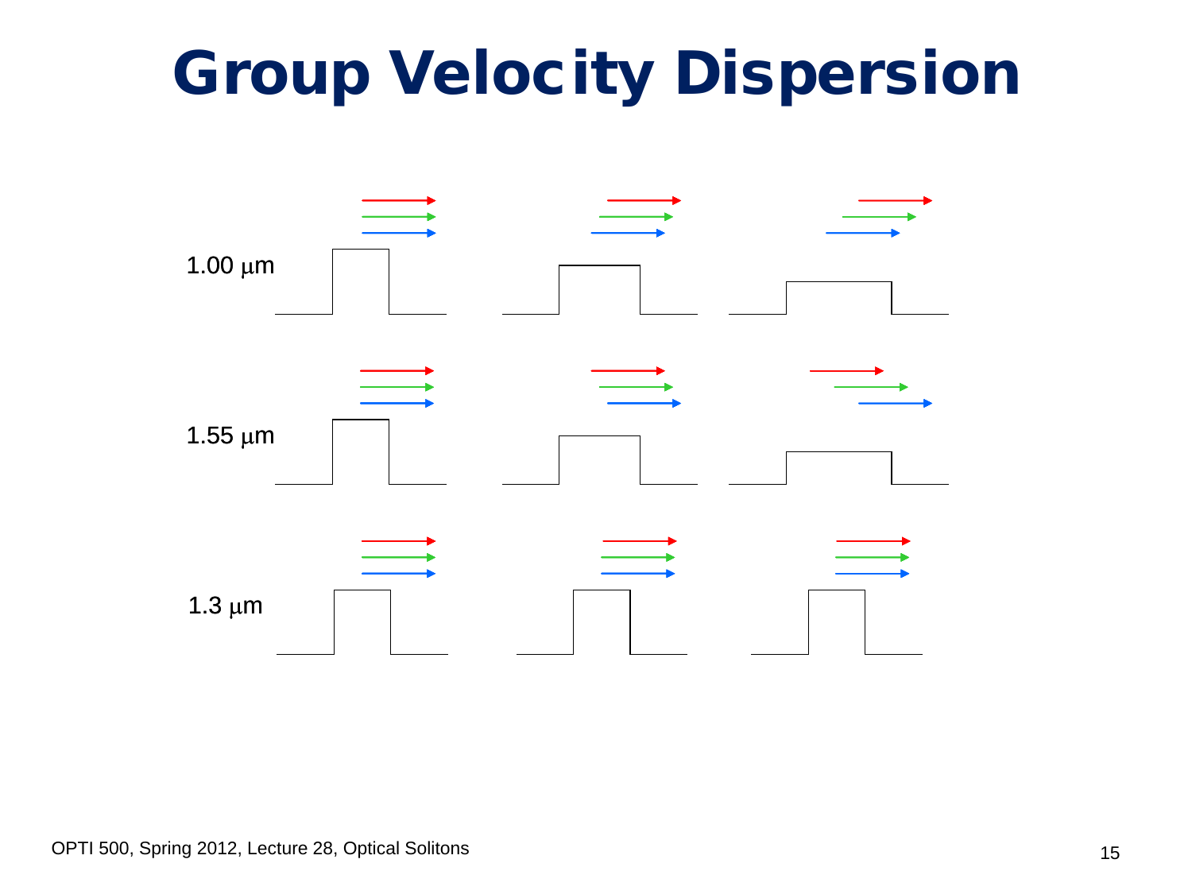# Group Velocity Dispersion

1.00 $\mu$m

1.55 $\mu$m

1.3 $\mu$m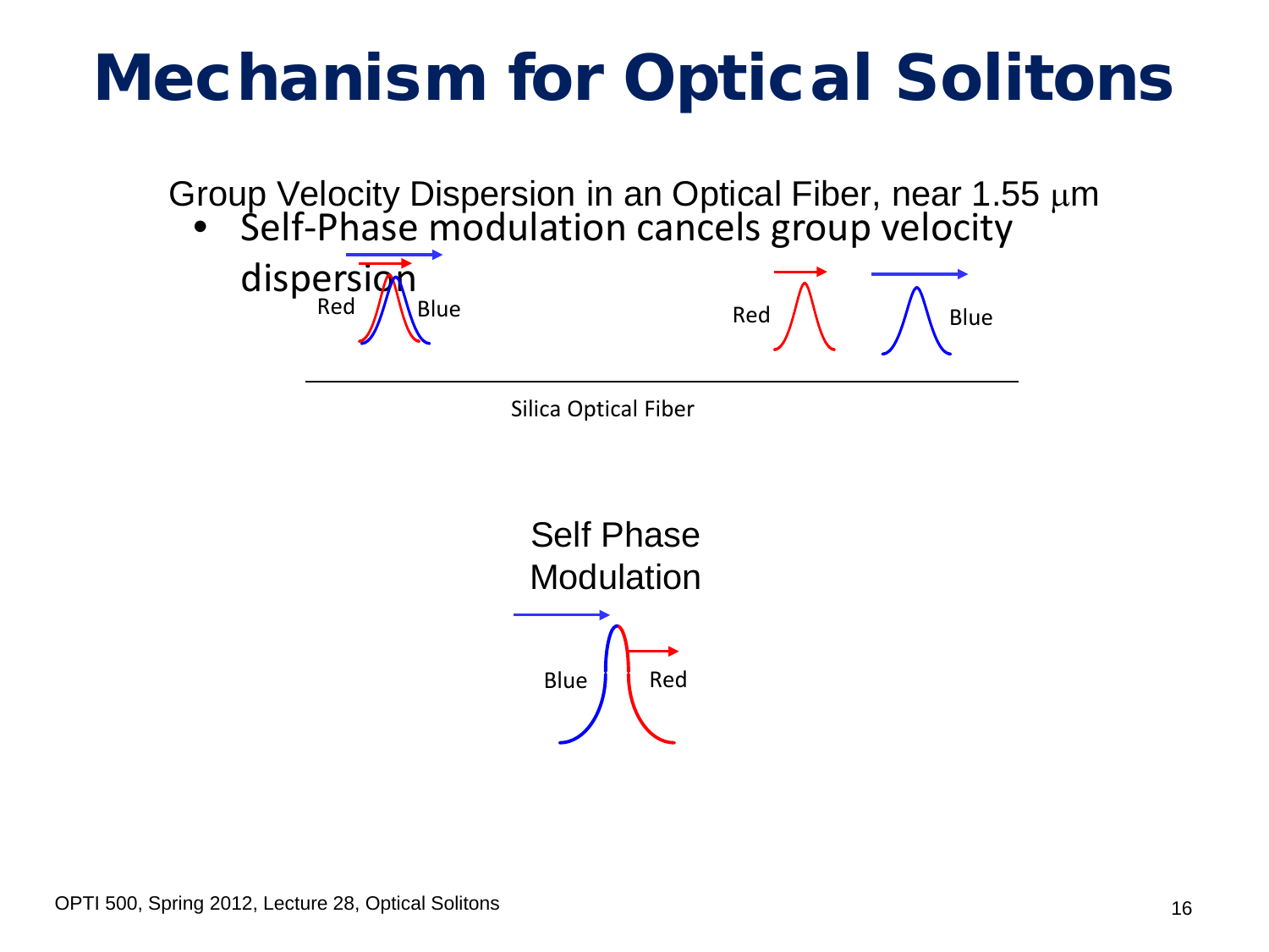# Mechanism for Optical Solitons

Group Velocity Dispersion in an Optical Fiber, near 1.55 μm

- Self-Phase modulation cancels group velocity dispersion

Red

Blue

Red

Blue

Silica Optical Fiber

Self Phase Modulation

Blue

Red